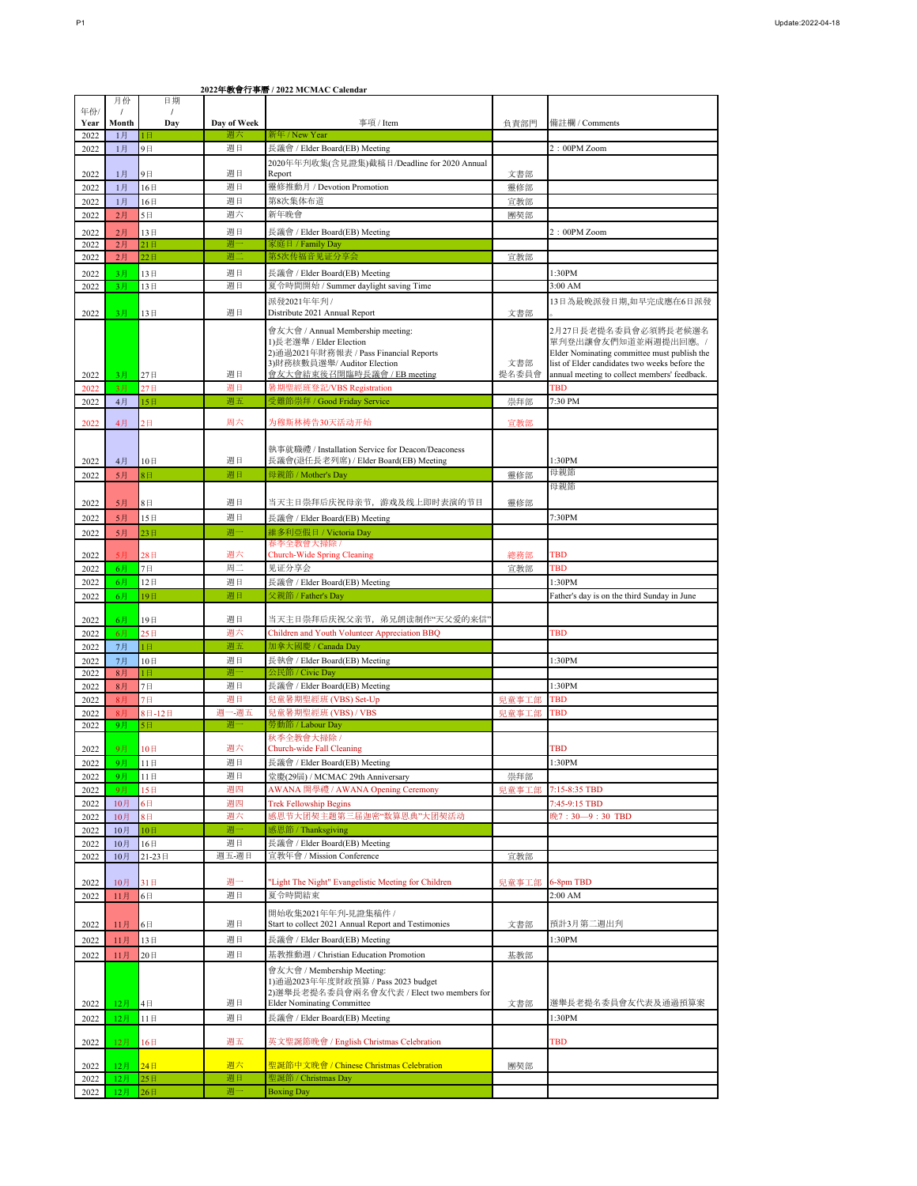# 2022年教會行事曆 / 2022 MCMAC Calendar

| 年份/ Year | 月份 / Month | 日期 / Day | Day of Week | 事項 / Item | 負責部門 | 備註欄 / Comments |
|---|---|---|---|---|---|---|
| 2022 | 1月 | 1日 | 週六 | 新年 / New Year | | |
| 2022 | 1月 | 9日 | 週日 | 長議會 / Elder Board(EB) Meeting | | 2：00PM Zoom |
| 2022 | 1月 | 9日 | 週日 | 2020年年刊收集(含見證集)截稿日/Deadline for 2020 Annual Report | 文書部 | |
| 2022 | 1月 | 16日 | 週日 | 靈修推動月 / Devotion Promotion | 靈修部 | |
| 2022 | 1月 | 16日 | 週日 | 第8次集体布道 | 宣教部 | |
| 2022 | 2月 | 5日 | 週六 | 新年晚會 | 團契部 | |
| 2022 | 2月 | 13日 | 週日 | 長議會 / Elder Board(EB) Meeting | | 2：00PM Zoom |
| 2022 | 2月 | 21日 | 週一 | 家庭日 / Family Day | | |
| 2022 | 2月 | 22日 | 週二 | 第5次传福音见证分享会 | 宣教部 | |
| 2022 | 3月 | 13日 | 週日 | 長議會 / Elder Board(EB) Meeting | | 1:30PM |
| 2022 | 3月 | 13日 | 週日 | 夏令時間開始 / Summer daylight saving Time | | 3:00 AM |
| 2022 | 3月 | 13日 | 週日 | 派發2021年年刊 / Distribute 2021 Annual Report | 文書部 | 13日為最晚派發日期,如早完成應在6日派發。 |
| 2022 | 3月 | 27日 | 週日 | 會友大會 / Annual Membership meeting:<br>1)長老選舉 / Elder Election<br>2)通過2021年財務報表 / Pass Financial Reports<br>3)財務核數員選舉/ Auditor Election<br>會友大會結束後召開臨時長議會 / EB meeting | 文書部<br>提名委員會 | 2月27日長老提名委員會必須將長老候選名單刊登出讓會友們知道並兩週提出回應。/ Elder Nominating committee must publish the list of Elder candidates two weeks before the annual meeting to collect members' feedback. |
| 2022 | 3月 | 27日 | 週日 | 暑期聖經班登記/VBS Registration | | TBD |
| 2022 | 4月 | 15日 | 週五 | 受難節崇拜 / Good Friday Service | 崇拜部 | 7:30 PM |
| 2022 | 4月 | 2日 | 周六 | 为穆斯林祷告30天活动开始 | 宣教部 | |
| 2022 | 4月 | 10日 | 週日 | 執事就職禮 / Installation Service for Deacon/Deaconess<br>長議會(退任長老列席) / Elder Board(EB) Meeting | | 1:30PM |
| 2022 | 5月 | 8日 | 週日 | 母親節 / Mother's Day | 靈修部 | 母親節 |
| 2022 | 5月 | 8日 | 週日 | 当天主日崇拜后庆祝母亲节，游戏及线上即时表演的节目 | 靈修部 | 母親節 |
| 2022 | 5月 | 15日 | 週日 | 長議會 / Elder Board(EB) Meeting | | 7:30PM |
| 2022 | 5月 | 23日 | 週一 | 維多利亞假日 / Victoria Day | | |
| 2022 | 5月 | 28日 | 週六 | 春季全教會大掃除 / Church-Wide Spring Cleaning | 總務部 | TBD |
| 2022 | 6月 | 7日 | 周二 | 见证分享会 | 宣教部 | TBD |
| 2022 | 6月 | 12日 | 週日 | 長議會 / Elder Board(EB) Meeting | | 1:30PM |
| 2022 | 6月 | 19日 | 週日 | 父親節 / Father's Day | | Father's day is on the third Sunday in June |
| 2022 | 6月 | 19日 | 週日 | 当天主日崇拜后庆祝父亲节，弟兄朗读制作"天父爱的来信" | | |
| 2022 | 6月 | 25日 | 週六 | Children and Youth Volunteer Appreciation BBQ | | TBD |
| 2022 | 7月 | 1日 | 週五 | 加拿大國慶 / Canada Day | | |
| 2022 | 7月 | 10日 | 週日 | 長執會 / Elder Board(EB) Meeting | | 1:30PM |
| 2022 | 8月 | 1日 | 週一 | 公民節 / Civic Day | | |
| 2022 | 8月 | 7日 | 週日 | 長議會 / Elder Board(EB) Meeting | | 1:30PM |
| 2022 | 8月 | 7日 | 週日 | 兒童暑期聖經班 (VBS) Set-Up | 兒童事工部 | TBD |
| 2022 | 8月 | 8日-12日 | 週一-週五 | 兒童暑期聖經班 (VBS) / VBS | 兒童事工部 | TBD |
| 2022 | 9月 | 5日 | 週一 | 勞動節 / Labour Day | | |
| 2022 | 9月 | 10日 | 週六 | 秋季全教會大掃除 / Church-wide Fall Cleaning | | TBD |
| 2022 | 9月 | 11日 | 週日 | 長議會 / Elder Board(EB) Meeting | | 1:30PM |
| 2022 | 9月 | 11日 | 週日 | 堂慶(29屆) / MCMAC 29th Anniversary | 崇拜部 | |
| 2022 | 9月 | 15日 | 週四 | AWANA 開學禮 / AWANA Opening Ceremony | 兒童事工部 | 7:15-8:35 TBD |
| 2022 | 10月 | 6日 | 週四 | Trek Fellowship Begins | | 7:45-9:15 TBD |
| 2022 | 10月 | 8日 | 週六 | 感恩节大团契主题第三届迦密"数算恩典"大团契活动 | | 晚7：30—9：30 TBD |
| 2022 | 10月 | 10日 | 週一 | 感恩節 / Thanksgiving | | |
| 2022 | 10月 | 16日 | 週日 | 長議會 / Elder Board(EB) Meeting | | |
| 2022 | 10月 | 21-23日 | 週五-週日 | 宣教年會 / Mission Conference | 宣教部 | |
| 2022 | 10月 | 31日 | 週一 | "Light The Night" Evangelistic Meeting for Children | 兒童事工部 | 6-8pm TBD |
| 2022 | 11月 | 6日 | 週日 | 夏令時間結束 | | 2:00 AM |
| 2022 | 11月 | 6日 | 週日 | 開始收集2021年年刊-見證集稿件 / Start to collect 2021 Annual Report and Testimonies | 文書部 | 預計3月第二週出刊 |
| 2022 | 11月 | 13日 | 週日 | 長議會 / Elder Board(EB) Meeting | | 1:30PM |
| 2022 | 11月 | 20日 | 週日 | 基教推動週 / Christian Education Promotion | 基教部 | |
| 2022 | 12月 | 4日 | 週日 | 會友大會 / Membership Meeting:<br>1)通過2023年年度財政預算 / Pass 2023 budget<br>2)選舉長老提名委員會兩名會友代表 / Elect two members for Elder Nominating Committee | 文書部 | 選舉長老提名委員會友代表及通過預算案 |
| 2022 | 12月 | 11日 | 週日 | 長議會 / Elder Board(EB) Meeting | | 1:30PM |
| 2022 | 12月 | 16日 | 週五 | 英文聖誕節晚會 / English Christmas Celebration | | TBD |
| 2022 | 12月 | 24日 | 週六 | 聖誕節中文晚會 / Chinese Christmas Celebration | 團契部 | |
| 2022 | 12月 | 25日 | 週日 | 聖誕節 / Christmas Day | | |
| 2022 | 12月 | 26日 | 週一 | Boxing Day | | |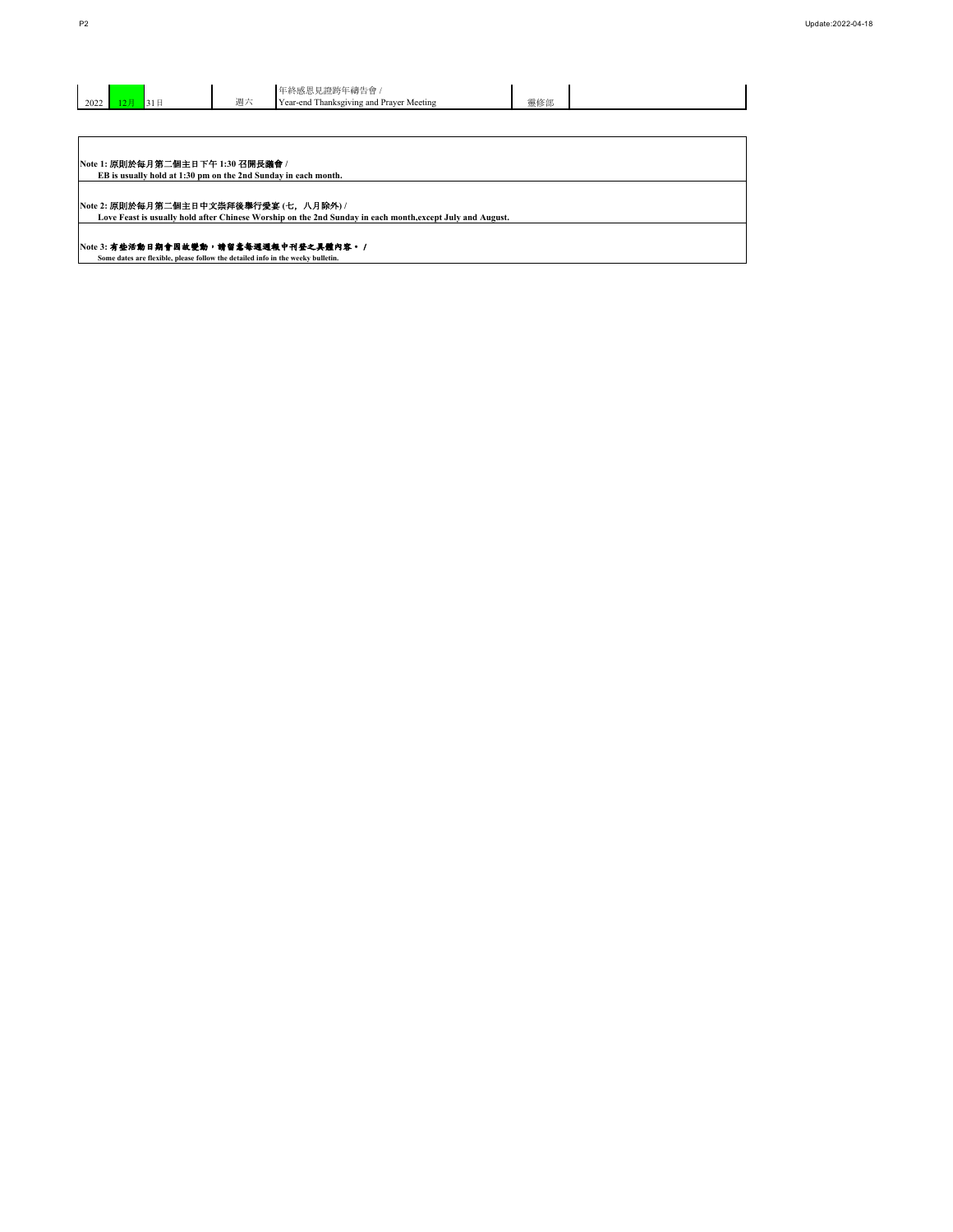| | | | | | | |
|---|---|---|---|---|---|---|
| 2022 | 12月 | 31日 | 週六 | 年終感恩見證跨年禱告會 / Year-end Thanksgiving and Prayer Meeting | 靈修部 | |

**Note 1: 原則於每月第二個主日下午 1:30 召開長議會 /**
**EB is usually hold at 1:30 pm on the 2nd Sunday in each month.**

**Note 2: 原則於每月第二個主日中文崇拜後舉行愛宴 (七，八月除外) /**
**Love Feast is usually hold after Chinese Worship on the 2nd Sunday in each month,except July and August.**

**Note 3: 有些活動日期會因故變動，請留意每週週報中刊登之具體內容。 /**
**Some dates are flexible, please follow the detailed info in the weeky bulletin.**